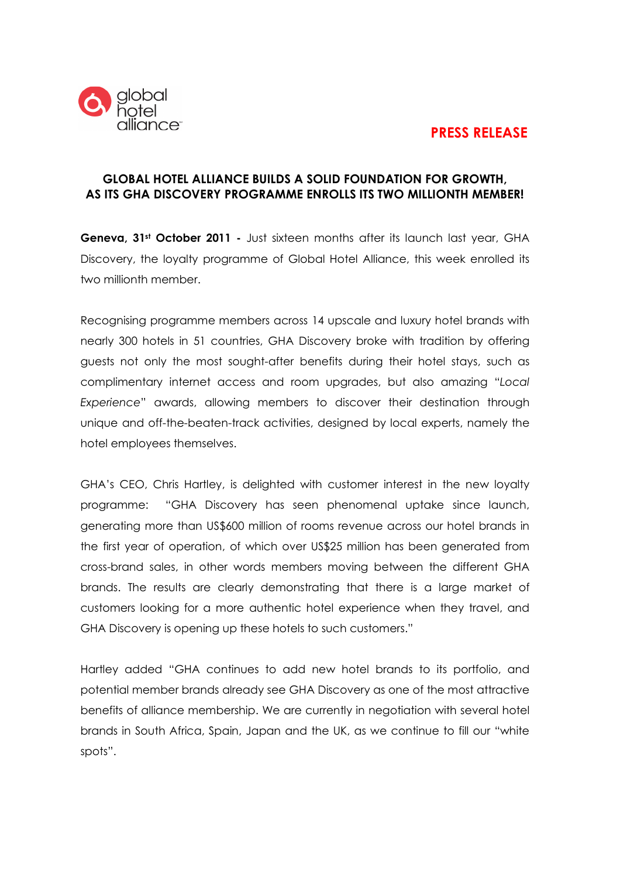global hotel alliance

**PRESS RELEASE**

## GLOBAL HOTEL ALLIANCE BUILDS A SOLID FOUNDATION FOR GROWTH, AS ITS GHA DISCOVERY PROGRAMME ENROLLS ITS TWO MILLIONTH MEMBER!

**Geneva, 31st October 2011 -** Just sixteen months after its launch last year, GHA Discovery, the loyalty programme of Global Hotel Alliance, this week enrolled its two millionth member.

Recognising programme members across 14 upscale and luxury hotel brands with nearly 300 hotels in 51 countries, GHA Discovery broke with tradition by offering guests not only the most sought-after benefits during their hotel stays, such as complimentary internet access and room upgrades, but also amazing "*Local Experience*" awards, allowing members to discover their destination through unique and off-the-beaten-track activities, designed by local experts, namely the hotel employees themselves.

GHA's CEO, Chris Hartley, is delighted with customer interest in the new loyalty programme: "GHA Discovery has seen phenomenal uptake since launch, generating more than US$600 million of rooms revenue across our hotel brands in the first year of operation, of which over US$25 million has been generated from cross-brand sales, in other words members moving between the different GHA brands. The results are clearly demonstrating that there is a large market of customers looking for a more authentic hotel experience when they travel, and GHA Discovery is opening up these hotels to such customers."

Hartley added "GHA continues to add new hotel brands to its portfolio, and potential member brands already see GHA Discovery as one of the most attractive benefits of alliance membership. We are currently in negotiation with several hotel brands in South Africa, Spain, Japan and the UK, as we continue to fill our "white spots".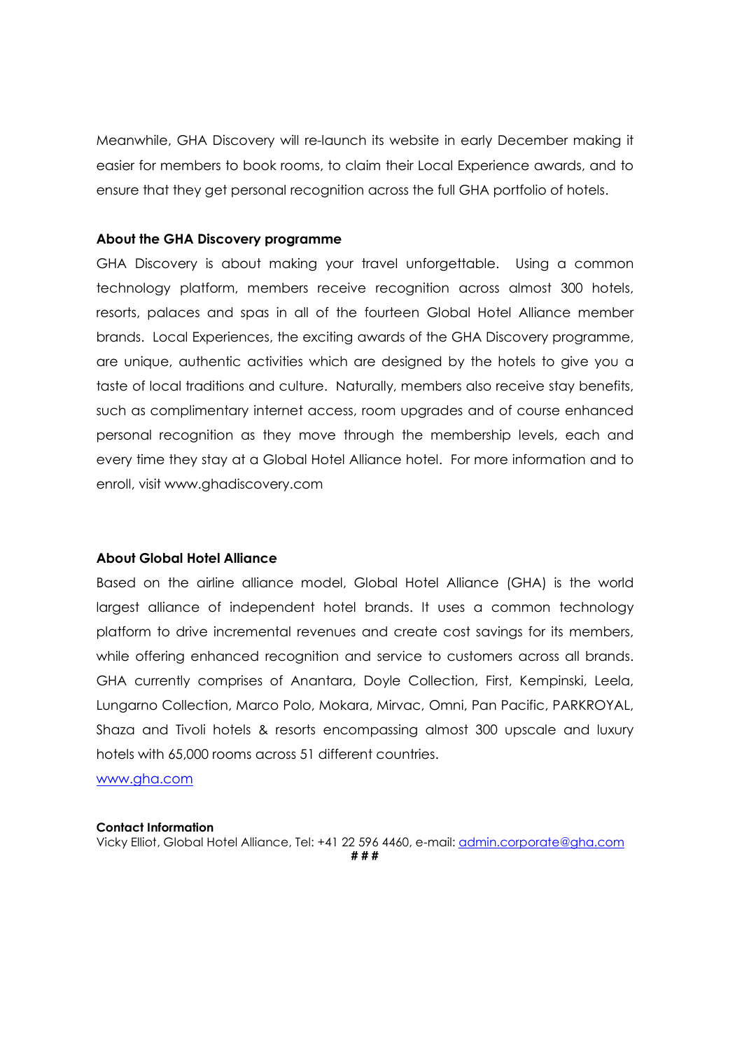Meanwhile, GHA Discovery will re-launch its website in early December making it easier for members to book rooms, to claim their Local Experience awards, and to ensure that they get personal recognition across the full GHA portfolio of hotels.

**About the GHA Discovery programme**

GHA Discovery is about making your travel unforgettable. Using a common technology platform, members receive recognition across almost 300 hotels, resorts, palaces and spas in all of the fourteen Global Hotel Alliance member brands. Local Experiences, the exciting awards of the GHA Discovery programme, are unique, authentic activities which are designed by the hotels to give you a taste of local traditions and culture. Naturally, members also receive stay benefits, such as complimentary internet access, room upgrades and of course enhanced personal recognition as they move through the membership levels, each and every time they stay at a Global Hotel Alliance hotel. For more information and to enroll, visit www.ghadiscovery.com

**About Global Hotel Alliance**

Based on the airline alliance model, Global Hotel Alliance (GHA) is the world largest alliance of independent hotel brands. It uses a common technology platform to drive incremental revenues and create cost savings for its members, while offering enhanced recognition and service to customers across all brands. GHA currently comprises of Anantara, Doyle Collection, First, Kempinski, Leela, Lungarno Collection, Marco Polo, Mokara, Mirvac, Omni, Pan Pacific, PARKROYAL, Shaza and Tivoli hotels & resorts encompassing almost 300 upscale and luxury hotels with 65,000 rooms across 51 different countries.

www.gha.com

**Contact Information**

Vicky Elliot, Global Hotel Alliance, Tel: +41 22 596 4460, e-mail: admin.corporate@gha.com

# # #